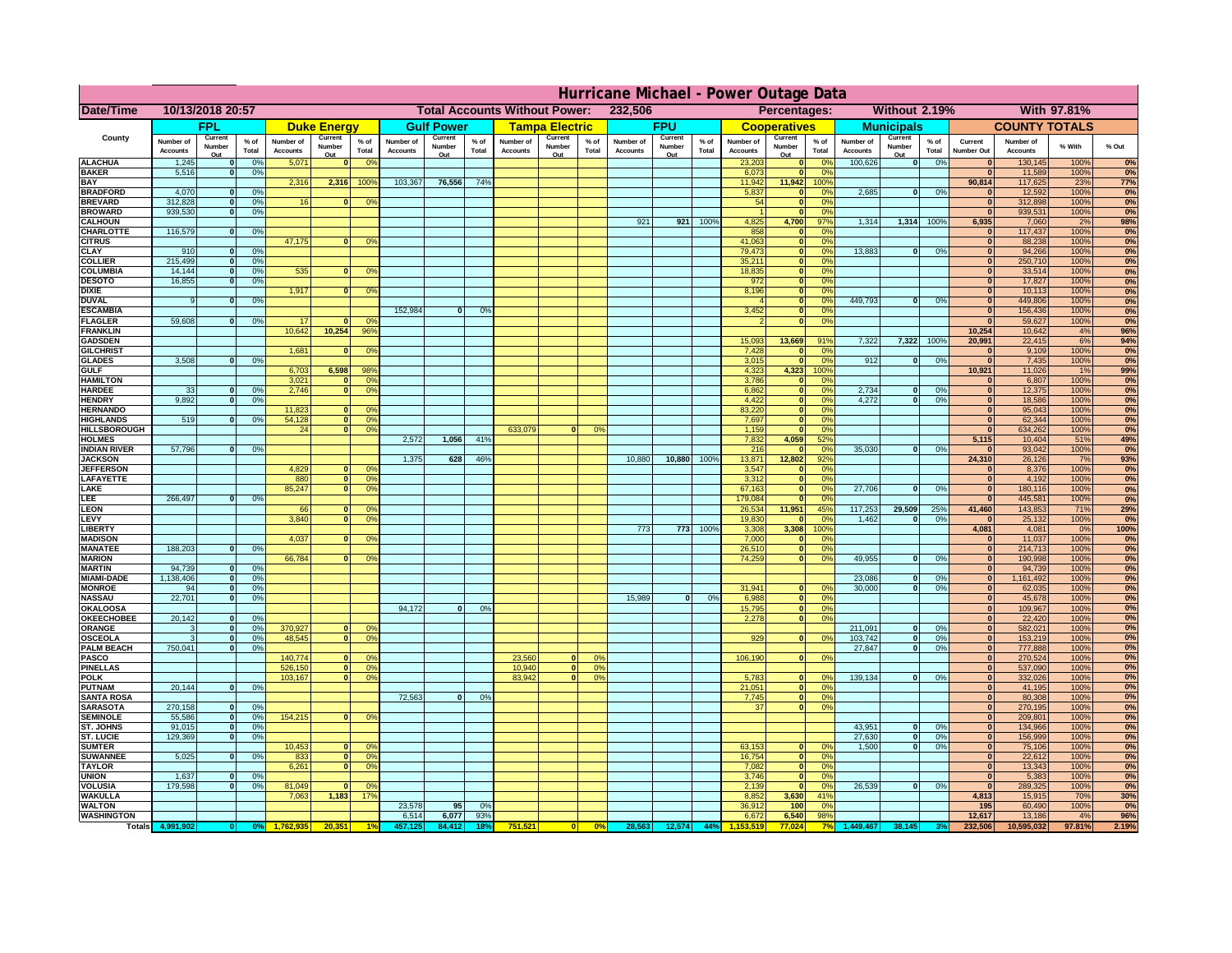# Hurricane Michael - Power Outage Data

| Date/Time | 10/13/2018 20:57 | | | | | | Total Accounts Without Power: | | | | | | 232,506 | | | | Percentages: | | | Without 2.19% | | | | With 97.81% | | |
|---|---|---|---|---|---|---|---|---|---|---|---|---|---|---|---|---|---|---|---|---|---|---|---|---|---|
| County | FPL | | | Duke Energy | | | Gulf Power | | | Tampa Electric | | | FPU | | | Cooperatives | | | Municipals | | | COUNTY TOTALS | | | |
| | Number of Accounts | Current Number Out | % of Total | Number of Accounts | Current Number Out | % of Total | Number of Accounts | Current Number Out | % of Total | Number of Accounts | Current Number Out | % of Total | Number of Accounts | Current Number Out | % of Total | Number of Accounts | Current Number Out | % of Total | Number of Accounts | Current Number Out | % of Total | Current Number Out | Number of Accounts | % With | % Out |
| ALACHUA | 1,245 | 0 | 0% | 5,071 | 0 | 0% | | | | | | | | | | 23,203 | 0 | 0% | 100,626 | 0 | 0% | 0 | 130,145 | 100% | 0% |
| BAKER | 5,516 | 0 | 0% | | | | | | | | | | | | | 6,073 | 0 | 0% | | | | 0 | 11,589 | 100% | 0% |
| BAY | | | | 2,316 | 2,316 | 100% | 103,367 | 76,556 | 74% | | | | | | | 11,942 | 11,942 | 100% | | | | 90,814 | 117,625 | 23% | 77% |
| BRADFORD | 4,070 | 0 | 0% | | | | | | | | | | | | | 5,837 | 0 | 0% | 2,685 | 0 | 0% | 0 | 12,592 | 100% | 0% |
| BREVARD | 312,828 | 0 | 0% | 16 | 0 | 0% | | | | | | | | | | 54 | 0 | 0% | | | | 0 | 312,898 | 100% | 0% |
| BROWARD | 939,530 | 0 | 0% | | | | | | | | | | | | | 1 | 0 | 0% | | | | 0 | 939,531 | 100% | 0% |
| CALHOUN | | | | | | | | | | | | | 921 | 921 | 100% | 4,825 | 4,700 | 97% | 1,314 | 1,314 | 100% | 6,935 | 7,060 | 2% | 98% |
| CHARLOTTE | 116,579 | 0 | 0% | | | | | | | | | | | | | 858 | 0 | 0% | | | | 0 | 117,437 | 100% | 0% |
| CITRUS | | | | 47,175 | 0 | 0% | | | | | | | | | | 41,063 | 0 | 0% | | | | 0 | 88,238 | 100% | 0% |
| CLAY | 910 | 0 | 0% | | | | | | | | | | | | | 79,473 | 0 | 0% | 13,883 | 0 | 0% | 0 | 94,266 | 100% | 0% |
| COLLIER | 215,499 | 0 | 0% | | | | | | | | | | | | | 35,211 | 0 | 0% | | | | 0 | 250,710 | 100% | 0% |
| COLUMBIA | 14,144 | 0 | 0% | 535 | 0 | 0% | | | | | | | | | | 18,835 | 0 | 0% | | | | 0 | 33,514 | 100% | 0% |
| DESOTO | 16,855 | 0 | 0% | | | | | | | | | | | | | 972 | 0 | 0% | | | | 0 | 17,827 | 100% | 0% |
| DIXIE | | | | 1,917 | 0 | 0% | | | | | | | | | | 8,196 | 0 | 0% | | | | 0 | 10,113 | 100% | 0% |
| DUVAL | 9 | 0 | 0% | | | | | | | | | | | | | 4 | 0 | 0% | 449,793 | 0 | 0% | 0 | 449,806 | 100% | 0% |
| ESCAMBIA | | | | | | | 152,984 | 0 | 0% | | | | | | | 3,452 | 0 | 0% | | | | 0 | 156,436 | 100% | 0% |
| FLAGLER | 59,608 | 0 | 0% | 17 | 0 | 0% | | | | | | | | | | 2 | 0 | 0% | | | | 0 | 59,627 | 100% | 0% |
| FRANKLIN | | | | 10,642 | 10,254 | 96% | | | | | | | | | | | | | | | | 10,254 | 10,642 | 4% | 96% |
| GADSDEN | | | | | | | | | | | | | | | | 15,093 | 13,669 | 91% | 7,322 | 7,322 | 100% | 20,991 | 22,415 | 6% | 94% |
| GILCHRIST | | | | 1,681 | 0 | 0% | | | | | | | | | | 7,428 | 0 | 0% | | | | 0 | 9,109 | 100% | 0% |
| GLADES | 3,508 | 0 | 0% | | | | | | | | | | | | | 3,015 | 0 | 0% | 912 | 0 | 0% | 0 | 7,435 | 100% | 0% |
| GULF | | | | 6,703 | 6,598 | 98% | | | | | | | | | | 4,323 | 4,323 | 100% | | | | 10,921 | 11,026 | 1% | 99% |
| HAMILTON | | | | 3,021 | 0 | 0% | | | | | | | | | | 3,786 | 0 | 0% | | | | 0 | 6,807 | 100% | 0% |
| HARDEE | 33 | 0 | 0% | 2,746 | 0 | 0% | | | | | | | | | | 6,862 | 0 | 0% | 2,734 | 0 | 0% | 0 | 12,375 | 100% | 0% |
| HENDRY | 9,892 | 0 | 0% | | | | | | | | | | | | | 4,422 | 0 | 0% | 4,272 | 0 | 0% | 0 | 18,586 | 100% | 0% |
| HERNANDO | | | | 11,823 | 0 | 0% | | | | | | | | | | 83,220 | 0 | 0% | | | | 0 | 95,043 | 100% | 0% |
| HIGHLANDS | 519 | 0 | 0% | 54,128 | 0 | 0% | | | | | | | | | | 7,697 | 0 | 0% | | | | 0 | 62,344 | 100% | 0% |
| HILLSBOROUGH | | | | 24 | 0 | 0% | | | | 633,079 | 0 | 0% | | | | 1,159 | 0 | 0% | | | | 0 | 634,262 | 100% | 0% |
| HOLMES | | | | | | | 2,572 | 1,056 | 41% | | | | | | | 7,832 | 4,059 | 52% | | | | 5,115 | 10,404 | 51% | 49% |
| INDIAN RIVER | 57,796 | 0 | 0% | | | | | | | | | | | | | 216 | 0 | 0% | 35,030 | 0 | 0% | 0 | 93,042 | 100% | 0% |
| JACKSON | | | | | | | 1,375 | 628 | 46% | | | | 10,880 | 10,880 | 100% | 13,871 | 12,802 | 92% | | | | 24,310 | 26,126 | 7% | 93% |
| JEFFERSON | | | | 4,829 | 0 | 0% | | | | | | | | | | 3,547 | 0 | 0% | | | | 0 | 8,376 | 100% | 0% |
| LAFAYETTE | | | | 880 | 0 | 0% | | | | | | | | | | 3,312 | 0 | 0% | | | | 0 | 4,192 | 100% | 0% |
| LAKE | | | | 85,247 | 0 | 0% | | | | | | | | | | 67,163 | 0 | 0% | 27,706 | 0 | 0% | 0 | 180,116 | 100% | 0% |
| LEE | 266,497 | 0 | 0% | | | | | | | | | | | | | 179,084 | 0 | 0% | | | | 0 | 445,581 | 100% | 0% |
| LEON | | | | 66 | 0 | 0% | | | | | | | | | | 26,534 | 11,951 | 45% | 117,253 | 29,509 | 25% | 41,460 | 143,853 | 71% | 29% |
| LEVY | | | | 3,840 | 0 | 0% | | | | | | | | | | 19,830 | 0 | 0% | 1,462 | 0 | 0% | 0 | 25,132 | 100% | 0% |
| LIBERTY | | | | | | | | | | | | | 773 | 773 | 100% | 3,308 | 3,308 | 100% | | | | 4,081 | 4,081 | 0% | 100% |
| MADISON | | | | 4,037 | 0 | 0% | | | | | | | | | | 7,000 | 0 | 0% | | | | 0 | 11,037 | 100% | 0% |
| MANATEE | 188,203 | 0 | 0% | | | | | | | | | | | | | 26,510 | 0 | 0% | | | | 0 | 214,713 | 100% | 0% |
| MARION | | | | 66,784 | 0 | 0% | | | | | | | | | | 74,259 | 0 | 0% | 49,955 | 0 | 0% | 0 | 190,998 | 100% | 0% |
| MARTIN | 94,739 | 0 | 0% | | | | | | | | | | | | | | | | | | | 0 | 94,739 | 100% | 0% |
| MIAMI-DADE | 1,138,406 | 0 | 0% | | | | | | | | | | | | | | | | 23,086 | 0 | 0% | 0 | 1,161,492 | 100% | 0% |
| MONROE | 94 | 0 | 0% | | | | | | | | | | | | | 31,941 | 0 | 0% | 30,000 | 0 | 0% | 0 | 62,035 | 100% | 0% |
| NASSAU | 22,701 | 0 | 0% | | | | | | | | | | 15,989 | 0 | 0% | 6,988 | 0 | 0% | | | | 0 | 45,678 | 100% | 0% |
| OKALOOSA | | | | | | | 94,172 | 0 | 0% | | | | | | | 15,795 | 0 | 0% | | | | 0 | 109,967 | 100% | 0% |
| OKEECHOBEE | 20,142 | 0 | 0% | | | | | | | | | | | | | 2,278 | 0 | 0% | | | | 0 | 22,420 | 100% | 0% |
| ORANGE | 3 | 0 | 0% | 370,927 | 0 | 0% | | | | | | | | | | | | | 211,091 | 0 | 0% | 0 | 582,021 | 100% | 0% |
| OSCEOLA | 3 | 0 | 0% | 48,545 | 0 | 0% | | | | | | | | | | 929 | 0 | 0% | 103,742 | 0 | 0% | 0 | 153,219 | 100% | 0% |
| PALM BEACH | 750,041 | 0 | 0% | | | | | | | | | | | | | | | | 27,847 | 0 | 0% | 0 | 777,888 | 100% | 0% |
| PASCO | | | | 140,774 | 0 | 0% | | | | 23,560 | 0 | 0% | | | | 106,190 | 0 | 0% | | | | 0 | 270,524 | 100% | 0% |
| PINELLAS | | | | 526,150 | 0 | 0% | | | | 10,940 | 0 | 0% | | | | | | | | | | 0 | 537,090 | 100% | 0% |
| POLK | | | | 103,167 | 0 | 0% | | | | 83,942 | 0 | 0% | | | | 5,783 | 0 | 0% | 139,134 | 0 | 0% | 0 | 332,026 | 100% | 0% |
| PUTNAM | 20,144 | 0 | 0% | | | | | | | | | | | | | 21,051 | 0 | 0% | | | | 0 | 41,195 | 100% | 0% |
| SANTA ROSA | | | | | | | 72,563 | 0 | 0% | | | | | | | 7,745 | 0 | 0% | | | | 0 | 80,308 | 100% | 0% |
| SARASOTA | 270,158 | 0 | 0% | | | | | | | | | | | | | 37 | 0 | 0% | | | | 0 | 270,195 | 100% | 0% |
| SEMINOLE | 55,586 | 0 | 0% | 154,215 | 0 | 0% | | | | | | | | | | | | | | | | 0 | 209,801 | 100% | 0% |
| ST. JOHNS | 91,015 | 0 | 0% | | | | | | | | | | | | | | | | 43,951 | 0 | 0% | 0 | 134,966 | 100% | 0% |
| ST. LUCIE | 129,369 | 0 | 0% | | | | | | | | | | | | | | | | 27,630 | 0 | 0% | 0 | 156,999 | 100% | 0% |
| SUMTER | | | | 10,453 | 0 | 0% | | | | | | | | | | 63,153 | 0 | 0% | 1,500 | 0 | 0% | 0 | 75,106 | 100% | 0% |
| SUWANNEE | 5,025 | 0 | 0% | 833 | 0 | 0% | | | | | | | | | | 16,754 | 0 | 0% | | | | 0 | 22,612 | 100% | 0% |
| TAYLOR | | | | 6,261 | 0 | 0% | | | | | | | | | | 7,082 | 0 | 0% | | | | 0 | 13,343 | 100% | 0% |
| UNION | 1,637 | 0 | 0% | | | | | | | | | | | | | 3,746 | 0 | 0% | | | | 0 | 5,383 | 100% | 0% |
| VOLUSIA | 179,598 | 0 | 0% | 81,049 | 0 | 0% | | | | | | | | | | 2,139 | 0 | 0% | 26,539 | 0 | 0% | 0 | 289,325 | 100% | 0% |
| WAKULLA | | | | 7,063 | 1,183 | 17% | | | | | | | | | | 8,852 | 3,630 | 41% | | | | 4,813 | 15,915 | 70% | 30% |
| WALTON | | | | | | | 23,578 | 95 | 0% | | | | | | | 36,912 | 100 | 0% | | | | 195 | 60,490 | 100% | 0% |
| WASHINGTON | | | | | | | 6,514 | 6,077 | 93% | | | | | | | 6,672 | 6,540 | 98% | | | | 12,617 | 13,186 | 4% | 96% |
| Totals | 4,991,902 | 0 | 0% | 1,762,935 | 20,351 | 1% | 457,125 | 84,412 | 18% | 751,521 | 0 | 0% | 28,563 | 12,574 | 44% | 1,153,519 | 77,024 | 7% | 1,449,467 | 38,145 | 3% | 232,506 | 10,595,032 | 97.81% | 2.19% |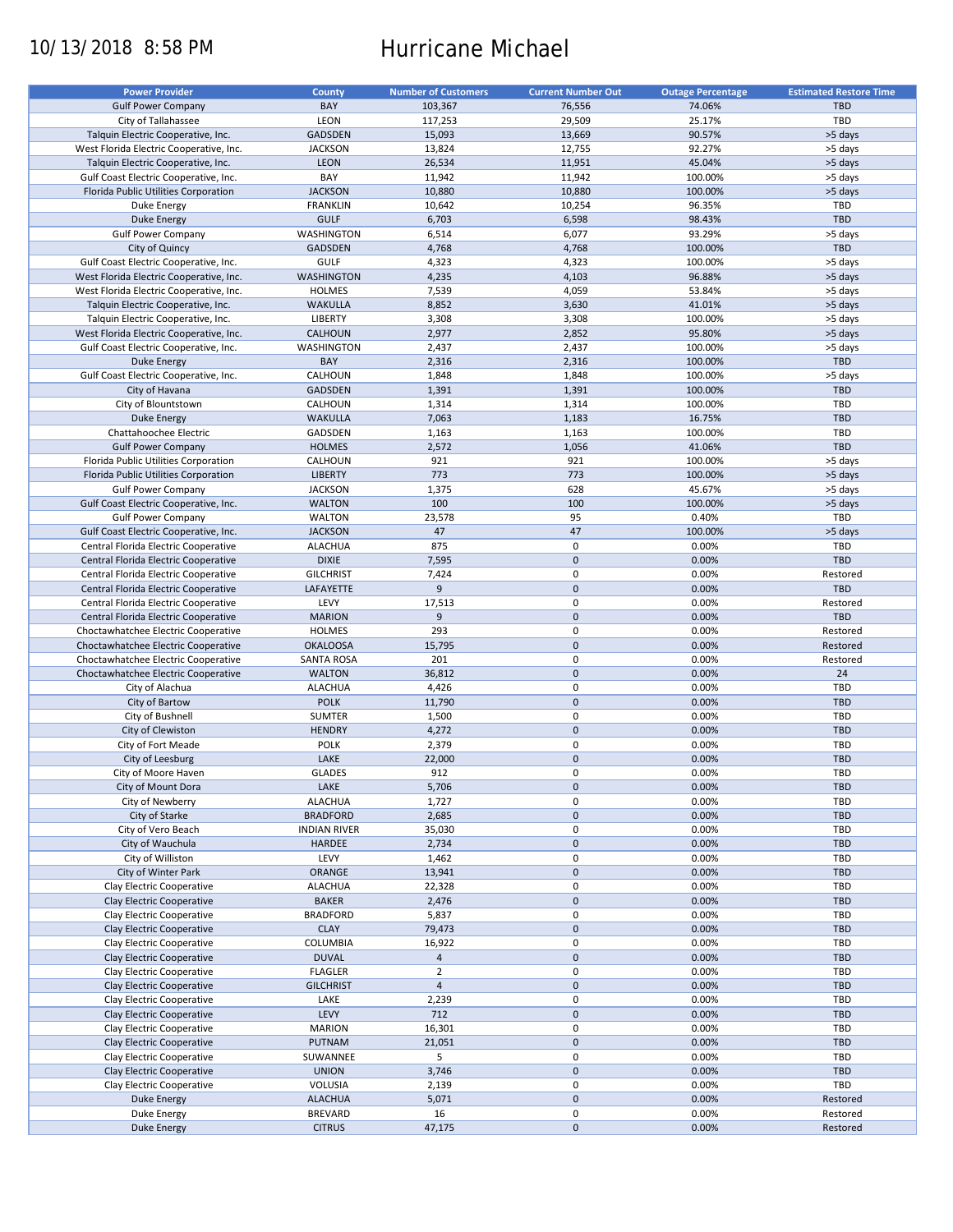10/13/2018 8:58 PM

# Hurricane Michael

| Power Provider | County | Number of Customers | Current Number Out | Outage Percentage | Estimated Restore Time |
|---|---|---|---|---|---|
| Gulf Power Company | BAY | 103,367 | 76,556 | 74.06% | TBD |
| City of Tallahassee | LEON | 117,253 | 29,509 | 25.17% | TBD |
| Talquin Electric Cooperative, Inc. | GADSDEN | 15,093 | 13,669 | 90.57% | >5 days |
| West Florida Electric Cooperative, Inc. | JACKSON | 13,824 | 12,755 | 92.27% | >5 days |
| Talquin Electric Cooperative, Inc. | LEON | 26,534 | 11,951 | 45.04% | >5 days |
| Gulf Coast Electric Cooperative, Inc. | BAY | 11,942 | 11,942 | 100.00% | >5 days |
| Florida Public Utilities Corporation | JACKSON | 10,880 | 10,880 | 100.00% | >5 days |
| Duke Energy | FRANKLIN | 10,642 | 10,254 | 96.35% | TBD |
| Duke Energy | GULF | 6,703 | 6,598 | 98.43% | TBD |
| Gulf Power Company | WASHINGTON | 6,514 | 6,077 | 93.29% | >5 days |
| City of Quincy | GADSDEN | 4,768 | 4,768 | 100.00% | TBD |
| Gulf Coast Electric Cooperative, Inc. | GULF | 4,323 | 4,323 | 100.00% | >5 days |
| West Florida Electric Cooperative, Inc. | WASHINGTON | 4,235 | 4,103 | 96.88% | >5 days |
| West Florida Electric Cooperative, Inc. | HOLMES | 7,539 | 4,059 | 53.84% | >5 days |
| Talquin Electric Cooperative, Inc. | WAKULLA | 8,852 | 3,630 | 41.01% | >5 days |
| Talquin Electric Cooperative, Inc. | LIBERTY | 3,308 | 3,308 | 100.00% | >5 days |
| West Florida Electric Cooperative, Inc. | CALHOUN | 2,977 | 2,852 | 95.80% | >5 days |
| Gulf Coast Electric Cooperative, Inc. | WASHINGTON | 2,437 | 2,437 | 100.00% | >5 days |
| Duke Energy | BAY | 2,316 | 2,316 | 100.00% | TBD |
| Gulf Coast Electric Cooperative, Inc. | CALHOUN | 1,848 | 1,848 | 100.00% | >5 days |
| City of Havana | GADSDEN | 1,391 | 1,391 | 100.00% | TBD |
| City of Blountstown | CALHOUN | 1,314 | 1,314 | 100.00% | TBD |
| Duke Energy | WAKULLA | 7,063 | 1,183 | 16.75% | TBD |
| Chattahoochee Electric | GADSDEN | 1,163 | 1,163 | 100.00% | TBD |
| Gulf Power Company | HOLMES | 2,572 | 1,056 | 41.06% | TBD |
| Florida Public Utilities Corporation | CALHOUN | 921 | 921 | 100.00% | >5 days |
| Florida Public Utilities Corporation | LIBERTY | 773 | 773 | 100.00% | >5 days |
| Gulf Power Company | JACKSON | 1,375 | 628 | 45.67% | >5 days |
| Gulf Coast Electric Cooperative, Inc. | WALTON | 100 | 100 | 100.00% | >5 days |
| Gulf Power Company | WALTON | 23,578 | 95 | 0.40% | TBD |
| Gulf Coast Electric Cooperative, Inc. | JACKSON | 47 | 47 | 100.00% | >5 days |
| Central Florida Electric Cooperative | ALACHUA | 875 | 0 | 0.00% | TBD |
| Central Florida Electric Cooperative | DIXIE | 7,595 | 0 | 0.00% | TBD |
| Central Florida Electric Cooperative | GILCHRIST | 7,424 | 0 | 0.00% | Restored |
| Central Florida Electric Cooperative | LAFAYETTE | 9 | 0 | 0.00% | TBD |
| Central Florida Electric Cooperative | LEVY | 17,513 | 0 | 0.00% | Restored |
| Central Florida Electric Cooperative | MARION | 9 | 0 | 0.00% | TBD |
| Choctawhatchee Electric Cooperative | HOLMES | 293 | 0 | 0.00% | Restored |
| Choctawhatchee Electric Cooperative | OKALOOSA | 15,795 | 0 | 0.00% | Restored |
| Choctawhatchee Electric Cooperative | SANTA ROSA | 201 | 0 | 0.00% | Restored |
| Choctawhatchee Electric Cooperative | WALTON | 36,812 | 0 | 0.00% | 24 |
| City of Alachua | ALACHUA | 4,426 | 0 | 0.00% | TBD |
| City of Bartow | POLK | 11,790 | 0 | 0.00% | TBD |
| City of Bushnell | SUMTER | 1,500 | 0 | 0.00% | TBD |
| City of Clewiston | HENDRY | 4,272 | 0 | 0.00% | TBD |
| City of Fort Meade | POLK | 2,379 | 0 | 0.00% | TBD |
| City of Leesburg | LAKE | 22,000 | 0 | 0.00% | TBD |
| City of Moore Haven | GLADES | 912 | 0 | 0.00% | TBD |
| City of Mount Dora | LAKE | 5,706 | 0 | 0.00% | TBD |
| City of Newberry | ALACHUA | 1,727 | 0 | 0.00% | TBD |
| City of Starke | BRADFORD | 2,685 | 0 | 0.00% | TBD |
| City of Vero Beach | INDIAN RIVER | 35,030 | 0 | 0.00% | TBD |
| City of Wauchula | HARDEE | 2,734 | 0 | 0.00% | TBD |
| City of Williston | LEVY | 1,462 | 0 | 0.00% | TBD |
| City of Winter Park | ORANGE | 13,941 | 0 | 0.00% | TBD |
| Clay Electric Cooperative | ALACHUA | 22,328 | 0 | 0.00% | TBD |
| Clay Electric Cooperative | BAKER | 2,476 | 0 | 0.00% | TBD |
| Clay Electric Cooperative | BRADFORD | 5,837 | 0 | 0.00% | TBD |
| Clay Electric Cooperative | CLAY | 79,473 | 0 | 0.00% | TBD |
| Clay Electric Cooperative | COLUMBIA | 16,922 | 0 | 0.00% | TBD |
| Clay Electric Cooperative | DUVAL | 4 | 0 | 0.00% | TBD |
| Clay Electric Cooperative | FLAGLER | 2 | 0 | 0.00% | TBD |
| Clay Electric Cooperative | GILCHRIST | 4 | 0 | 0.00% | TBD |
| Clay Electric Cooperative | LAKE | 2,239 | 0 | 0.00% | TBD |
| Clay Electric Cooperative | LEVY | 712 | 0 | 0.00% | TBD |
| Clay Electric Cooperative | MARION | 16,301 | 0 | 0.00% | TBD |
| Clay Electric Cooperative | PUTNAM | 21,051 | 0 | 0.00% | TBD |
| Clay Electric Cooperative | SUWANNEE | 5 | 0 | 0.00% | TBD |
| Clay Electric Cooperative | UNION | 3,746 | 0 | 0.00% | TBD |
| Clay Electric Cooperative | VOLUSIA | 2,139 | 0 | 0.00% | TBD |
| Duke Energy | ALACHUA | 5,071 | 0 | 0.00% | Restored |
| Duke Energy | BREVARD | 16 | 0 | 0.00% | Restored |
| Duke Energy | CITRUS | 47,175 | 0 | 0.00% | Restored |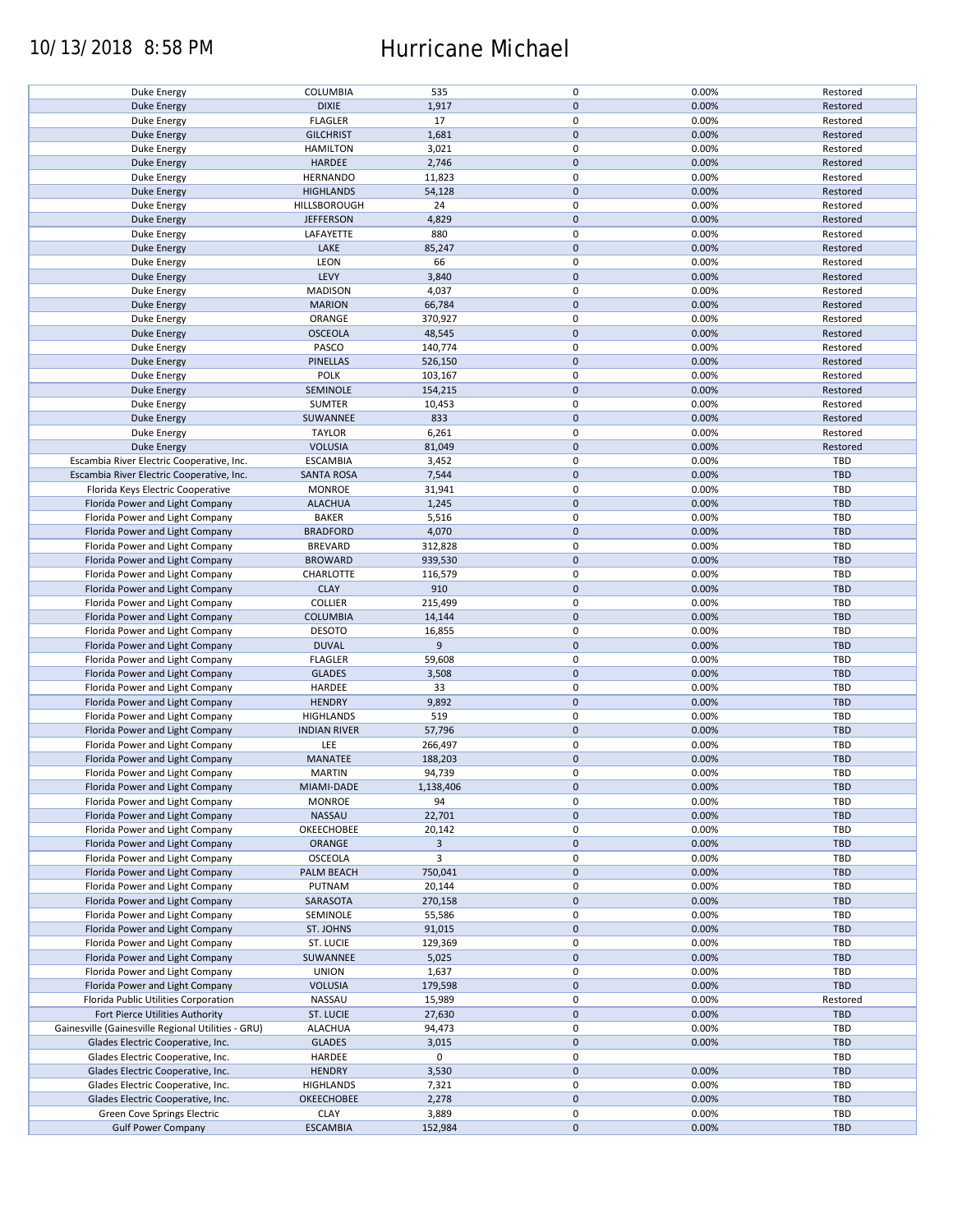| | | | | | |
|---|---|---|---|---|---|
| Duke Energy | COLUMBIA | 535 | 0 | 0.00% | Restored |
| Duke Energy | DIXIE | 1,917 | 0 | 0.00% | Restored |
| Duke Energy | FLAGLER | 17 | 0 | 0.00% | Restored |
| Duke Energy | GILCHRIST | 1,681 | 0 | 0.00% | Restored |
| Duke Energy | HAMILTON | 3,021 | 0 | 0.00% | Restored |
| Duke Energy | HARDEE | 2,746 | 0 | 0.00% | Restored |
| Duke Energy | HERNANDO | 11,823 | 0 | 0.00% | Restored |
| Duke Energy | HIGHLANDS | 54,128 | 0 | 0.00% | Restored |
| Duke Energy | HILLSBOROUGH | 24 | 0 | 0.00% | Restored |
| Duke Energy | JEFFERSON | 4,829 | 0 | 0.00% | Restored |
| Duke Energy | LAFAYETTE | 880 | 0 | 0.00% | Restored |
| Duke Energy | LAKE | 85,247 | 0 | 0.00% | Restored |
| Duke Energy | LEON | 66 | 0 | 0.00% | Restored |
| Duke Energy | LEVY | 3,840 | 0 | 0.00% | Restored |
| Duke Energy | MADISON | 4,037 | 0 | 0.00% | Restored |
| Duke Energy | MARION | 66,784 | 0 | 0.00% | Restored |
| Duke Energy | ORANGE | 370,927 | 0 | 0.00% | Restored |
| Duke Energy | OSCEOLA | 48,545 | 0 | 0.00% | Restored |
| Duke Energy | PASCO | 140,774 | 0 | 0.00% | Restored |
| Duke Energy | PINELLAS | 526,150 | 0 | 0.00% | Restored |
| Duke Energy | POLK | 103,167 | 0 | 0.00% | Restored |
| Duke Energy | SEMINOLE | 154,215 | 0 | 0.00% | Restored |
| Duke Energy | SUMTER | 10,453 | 0 | 0.00% | Restored |
| Duke Energy | SUWANNEE | 833 | 0 | 0.00% | Restored |
| Duke Energy | TAYLOR | 6,261 | 0 | 0.00% | Restored |
| Duke Energy | VOLUSIA | 81,049 | 0 | 0.00% | Restored |
| Escambia River Electric Cooperative, Inc. | ESCAMBIA | 3,452 | 0 | 0.00% | TBD |
| Escambia River Electric Cooperative, Inc. | SANTA ROSA | 7,544 | 0 | 0.00% | TBD |
| Florida Keys Electric Cooperative | MONROE | 31,941 | 0 | 0.00% | TBD |
| Florida Power and Light Company | ALACHUA | 1,245 | 0 | 0.00% | TBD |
| Florida Power and Light Company | BAKER | 5,516 | 0 | 0.00% | TBD |
| Florida Power and Light Company | BRADFORD | 4,070 | 0 | 0.00% | TBD |
| Florida Power and Light Company | BREVARD | 312,828 | 0 | 0.00% | TBD |
| Florida Power and Light Company | BROWARD | 939,530 | 0 | 0.00% | TBD |
| Florida Power and Light Company | CHARLOTTE | 116,579 | 0 | 0.00% | TBD |
| Florida Power and Light Company | CLAY | 910 | 0 | 0.00% | TBD |
| Florida Power and Light Company | COLLIER | 215,499 | 0 | 0.00% | TBD |
| Florida Power and Light Company | COLUMBIA | 14,144 | 0 | 0.00% | TBD |
| Florida Power and Light Company | DESOTO | 16,855 | 0 | 0.00% | TBD |
| Florida Power and Light Company | DUVAL | 9 | 0 | 0.00% | TBD |
| Florida Power and Light Company | FLAGLER | 59,608 | 0 | 0.00% | TBD |
| Florida Power and Light Company | GLADES | 3,508 | 0 | 0.00% | TBD |
| Florida Power and Light Company | HARDEE | 33 | 0 | 0.00% | TBD |
| Florida Power and Light Company | HENDRY | 9,892 | 0 | 0.00% | TBD |
| Florida Power and Light Company | HIGHLANDS | 519 | 0 | 0.00% | TBD |
| Florida Power and Light Company | INDIAN RIVER | 57,796 | 0 | 0.00% | TBD |
| Florida Power and Light Company | LEE | 266,497 | 0 | 0.00% | TBD |
| Florida Power and Light Company | MANATEE | 188,203 | 0 | 0.00% | TBD |
| Florida Power and Light Company | MARTIN | 94,739 | 0 | 0.00% | TBD |
| Florida Power and Light Company | MIAMI-DADE | 1,138,406 | 0 | 0.00% | TBD |
| Florida Power and Light Company | MONROE | 94 | 0 | 0.00% | TBD |
| Florida Power and Light Company | NASSAU | 22,701 | 0 | 0.00% | TBD |
| Florida Power and Light Company | OKEECHOBEE | 20,142 | 0 | 0.00% | TBD |
| Florida Power and Light Company | ORANGE | 3 | 0 | 0.00% | TBD |
| Florida Power and Light Company | OSCEOLA | 3 | 0 | 0.00% | TBD |
| Florida Power and Light Company | PALM BEACH | 750,041 | 0 | 0.00% | TBD |
| Florida Power and Light Company | PUTNAM | 20,144 | 0 | 0.00% | TBD |
| Florida Power and Light Company | SARASOTA | 270,158 | 0 | 0.00% | TBD |
| Florida Power and Light Company | SEMINOLE | 55,586 | 0 | 0.00% | TBD |
| Florida Power and Light Company | ST. JOHNS | 91,015 | 0 | 0.00% | TBD |
| Florida Power and Light Company | ST. LUCIE | 129,369 | 0 | 0.00% | TBD |
| Florida Power and Light Company | SUWANNEE | 5,025 | 0 | 0.00% | TBD |
| Florida Power and Light Company | UNION | 1,637 | 0 | 0.00% | TBD |
| Florida Power and Light Company | VOLUSIA | 179,598 | 0 | 0.00% | TBD |
| Florida Public Utilities Corporation | NASSAU | 15,989 | 0 | 0.00% | Restored |
| Fort Pierce Utilities Authority | ST. LUCIE | 27,630 | 0 | 0.00% | TBD |
| Gainesville (Gainesville Regional Utilities - GRU) | ALACHUA | 94,473 | 0 | 0.00% | TBD |
| Glades Electric Cooperative, Inc. | GLADES | 3,015 | 0 | 0.00% | TBD |
| Glades Electric Cooperative, Inc. | HARDEE | 0 | 0 | | TBD |
| Glades Electric Cooperative, Inc. | HENDRY | 3,530 | 0 | 0.00% | TBD |
| Glades Electric Cooperative, Inc. | HIGHLANDS | 7,321 | 0 | 0.00% | TBD |
| Glades Electric Cooperative, Inc. | OKEECHOBEE | 2,278 | 0 | 0.00% | TBD |
| Green Cove Springs Electric | CLAY | 3,889 | 0 | 0.00% | TBD |
| Gulf Power Company | ESCAMBIA | 152,984 | 0 | 0.00% | TBD |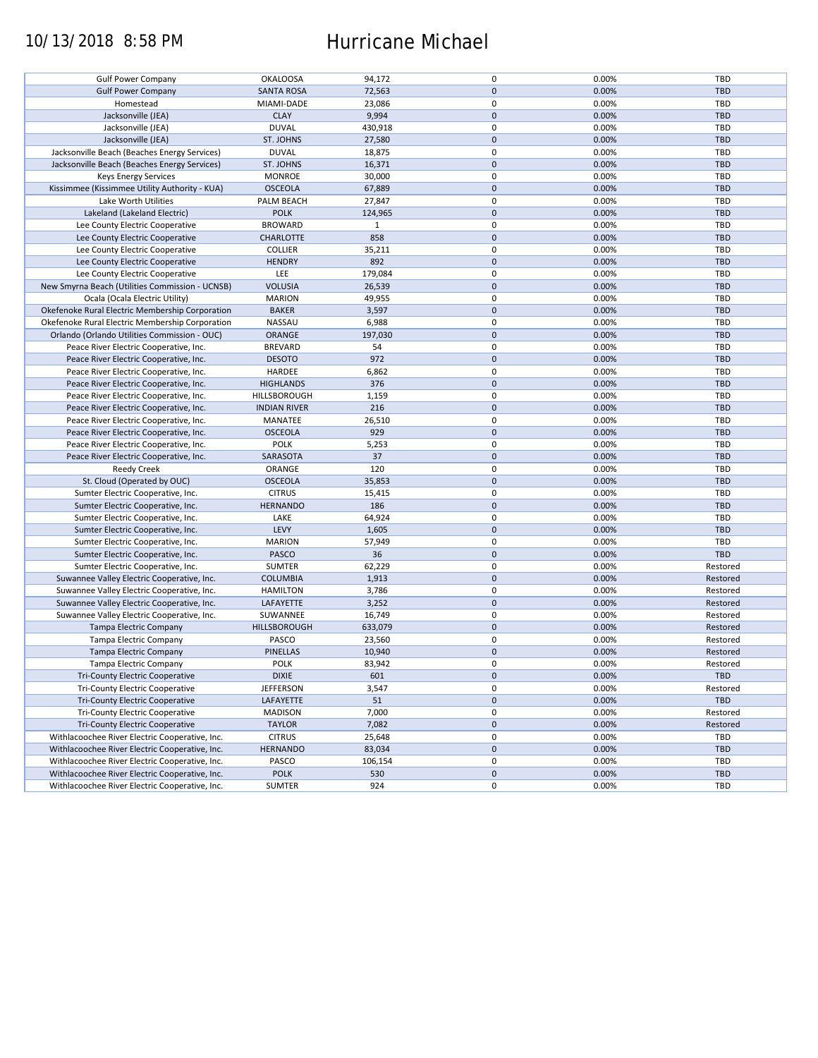# Hurricane Michael

| | | | | | |
|---|---|---|---|---|---|
| Gulf Power Company | OKALOOSA | 94,172 | 0 | 0.00% | TBD |
| Gulf Power Company | SANTA ROSA | 72,563 | 0 | 0.00% | TBD |
| Homestead | MIAMI-DADE | 23,086 | 0 | 0.00% | TBD |
| Jacksonville (JEA) | CLAY | 9,994 | 0 | 0.00% | TBD |
| Jacksonville (JEA) | DUVAL | 430,918 | 0 | 0.00% | TBD |
| Jacksonville (JEA) | ST. JOHNS | 27,580 | 0 | 0.00% | TBD |
| Jacksonville Beach (Beaches Energy Services) | DUVAL | 18,875 | 0 | 0.00% | TBD |
| Jacksonville Beach (Beaches Energy Services) | ST. JOHNS | 16,371 | 0 | 0.00% | TBD |
| Keys Energy Services | MONROE | 30,000 | 0 | 0.00% | TBD |
| Kissimmee (Kissimmee Utility Authority - KUA) | OSCEOLA | 67,889 | 0 | 0.00% | TBD |
| Lake Worth Utilities | PALM BEACH | 27,847 | 0 | 0.00% | TBD |
| Lakeland (Lakeland Electric) | POLK | 124,965 | 0 | 0.00% | TBD |
| Lee County Electric Cooperative | BROWARD | 1 | 0 | 0.00% | TBD |
| Lee County Electric Cooperative | CHARLOTTE | 858 | 0 | 0.00% | TBD |
| Lee County Electric Cooperative | COLLIER | 35,211 | 0 | 0.00% | TBD |
| Lee County Electric Cooperative | HENDRY | 892 | 0 | 0.00% | TBD |
| Lee County Electric Cooperative | LEE | 179,084 | 0 | 0.00% | TBD |
| New Smyrna Beach (Utilities Commission - UCNSB) | VOLUSIA | 26,539 | 0 | 0.00% | TBD |
| Ocala (Ocala Electric Utility) | MARION | 49,955 | 0 | 0.00% | TBD |
| Okefenoke Rural Electric Membership Corporation | BAKER | 3,597 | 0 | 0.00% | TBD |
| Okefenoke Rural Electric Membership Corporation | NASSAU | 6,988 | 0 | 0.00% | TBD |
| Orlando (Orlando Utilities Commission - OUC) | ORANGE | 197,030 | 0 | 0.00% | TBD |
| Peace River Electric Cooperative, Inc. | BREVARD | 54 | 0 | 0.00% | TBD |
| Peace River Electric Cooperative, Inc. | DESOTO | 972 | 0 | 0.00% | TBD |
| Peace River Electric Cooperative, Inc. | HARDEE | 6,862 | 0 | 0.00% | TBD |
| Peace River Electric Cooperative, Inc. | HIGHLANDS | 376 | 0 | 0.00% | TBD |
| Peace River Electric Cooperative, Inc. | HILLSBOROUGH | 1,159 | 0 | 0.00% | TBD |
| Peace River Electric Cooperative, Inc. | INDIAN RIVER | 216 | 0 | 0.00% | TBD |
| Peace River Electric Cooperative, Inc. | MANATEE | 26,510 | 0 | 0.00% | TBD |
| Peace River Electric Cooperative, Inc. | OSCEOLA | 929 | 0 | 0.00% | TBD |
| Peace River Electric Cooperative, Inc. | POLK | 5,253 | 0 | 0.00% | TBD |
| Peace River Electric Cooperative, Inc. | SARASOTA | 37 | 0 | 0.00% | TBD |
| Reedy Creek | ORANGE | 120 | 0 | 0.00% | TBD |
| St. Cloud (Operated by OUC) | OSCEOLA | 35,853 | 0 | 0.00% | TBD |
| Sumter Electric Cooperative, Inc. | CITRUS | 15,415 | 0 | 0.00% | TBD |
| Sumter Electric Cooperative, Inc. | HERNANDO | 186 | 0 | 0.00% | TBD |
| Sumter Electric Cooperative, Inc. | LAKE | 64,924 | 0 | 0.00% | TBD |
| Sumter Electric Cooperative, Inc. | LEVY | 1,605 | 0 | 0.00% | TBD |
| Sumter Electric Cooperative, Inc. | MARION | 57,949 | 0 | 0.00% | TBD |
| Sumter Electric Cooperative, Inc. | PASCO | 36 | 0 | 0.00% | TBD |
| Sumter Electric Cooperative, Inc. | SUMTER | 62,229 | 0 | 0.00% | Restored |
| Suwannee Valley Electric Cooperative, Inc. | COLUMBIA | 1,913 | 0 | 0.00% | Restored |
| Suwannee Valley Electric Cooperative, Inc. | HAMILTON | 3,786 | 0 | 0.00% | Restored |
| Suwannee Valley Electric Cooperative, Inc. | LAFAYETTE | 3,252 | 0 | 0.00% | Restored |
| Suwannee Valley Electric Cooperative, Inc. | SUWANNEE | 16,749 | 0 | 0.00% | Restored |
| Tampa Electric Company | HILLSBOROUGH | 633,079 | 0 | 0.00% | Restored |
| Tampa Electric Company | PASCO | 23,560 | 0 | 0.00% | Restored |
| Tampa Electric Company | PINELLAS | 10,940 | 0 | 0.00% | Restored |
| Tampa Electric Company | POLK | 83,942 | 0 | 0.00% | Restored |
| Tri-County Electric Cooperative | DIXIE | 601 | 0 | 0.00% | TBD |
| Tri-County Electric Cooperative | JEFFERSON | 3,547 | 0 | 0.00% | Restored |
| Tri-County Electric Cooperative | LAFAYETTE | 51 | 0 | 0.00% | TBD |
| Tri-County Electric Cooperative | MADISON | 7,000 | 0 | 0.00% | Restored |
| Tri-County Electric Cooperative | TAYLOR | 7,082 | 0 | 0.00% | Restored |
| Withlacoochee River Electric Cooperative, Inc. | CITRUS | 25,648 | 0 | 0.00% | TBD |
| Withlacoochee River Electric Cooperative, Inc. | HERNANDO | 83,034 | 0 | 0.00% | TBD |
| Withlacoochee River Electric Cooperative, Inc. | PASCO | 106,154 | 0 | 0.00% | TBD |
| Withlacoochee River Electric Cooperative, Inc. | POLK | 530 | 0 | 0.00% | TBD |
| Withlacoochee River Electric Cooperative, Inc. | SUMTER | 924 | 0 | 0.00% | TBD |